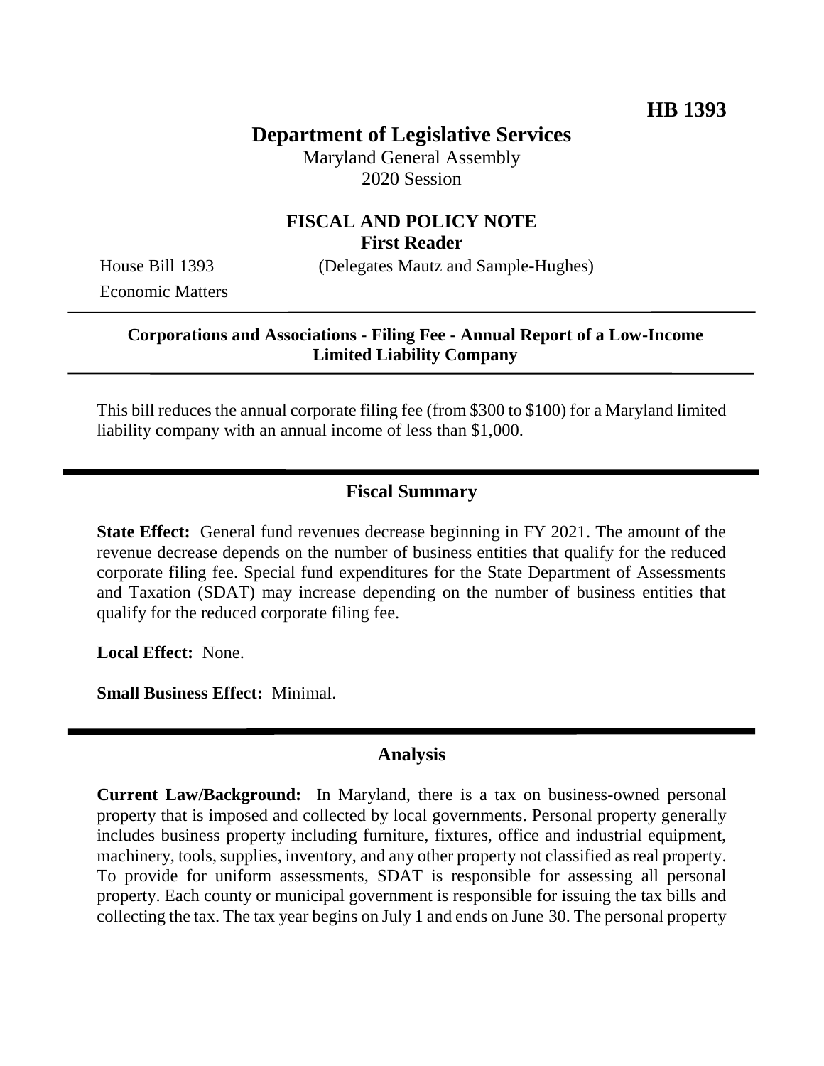**HB 1393**

# Department of Legislative Services

Maryland General Assembly
2020 Session

## FISCAL AND POLICY NOTE
**First Reader**

House Bill 1393 (Delegates Mautz and Sample-Hughes)
Economic Matters

---

**Corporations and Associations - Filing Fee - Annual Report of a Low-Income Limited Liability Company**

---

This bill reduces the annual corporate filing fee (from $300 to $100) for a Maryland limited liability company with an annual income of less than $1,000.

---

## Fiscal Summary

**State Effect:** General fund revenues decrease beginning in FY 2021. The amount of the revenue decrease depends on the number of business entities that qualify for the reduced corporate filing fee. Special fund expenditures for the State Department of Assessments and Taxation (SDAT) may increase depending on the number of business entities that qualify for the reduced corporate filing fee.

**Local Effect:** None.

**Small Business Effect:** Minimal.

---

## Analysis

**Current Law/Background:** In Maryland, there is a tax on business-owned personal property that is imposed and collected by local governments. Personal property generally includes business property including furniture, fixtures, office and industrial equipment, machinery, tools, supplies, inventory, and any other property not classified as real property. To provide for uniform assessments, SDAT is responsible for assessing all personal property. Each county or municipal government is responsible for issuing the tax bills and collecting the tax. The tax year begins on July 1 and ends on June 30. The personal property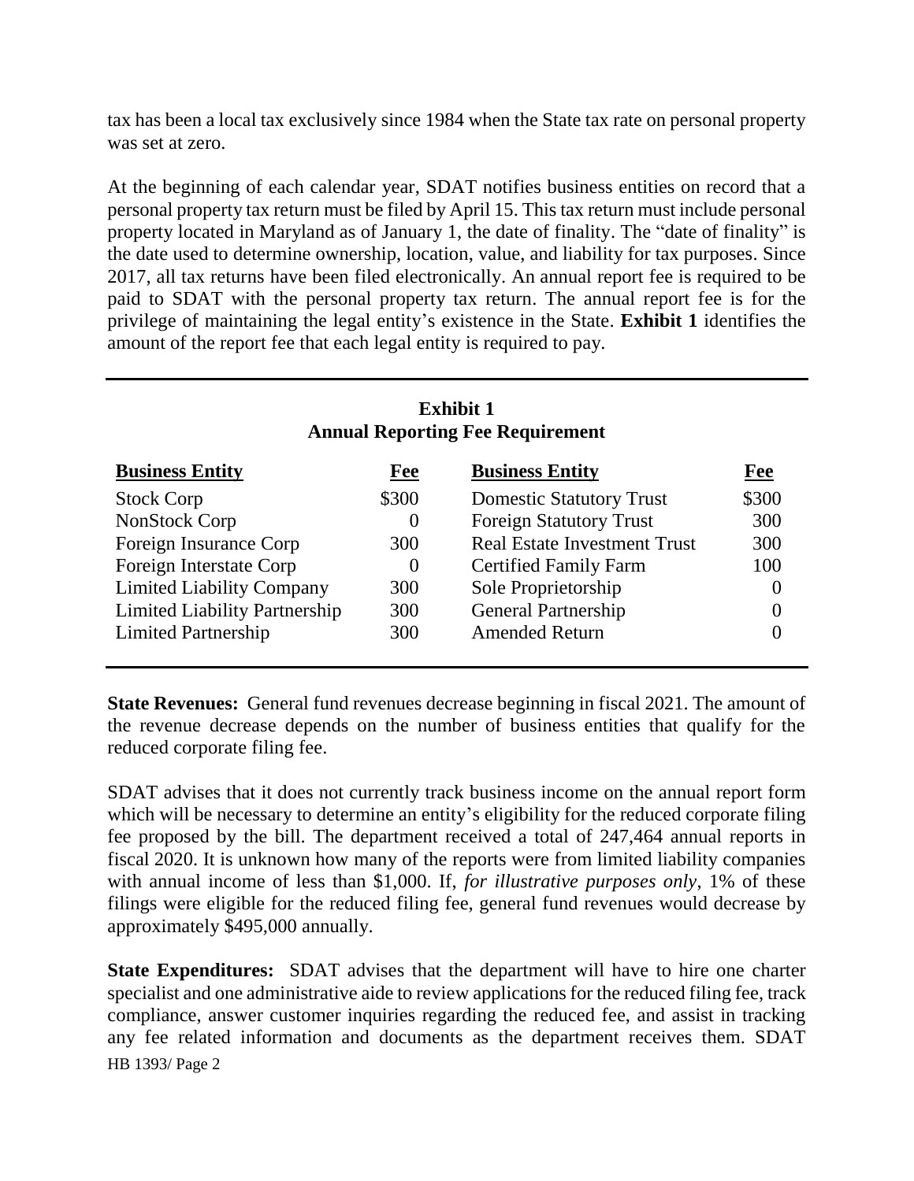tax has been a local tax exclusively since 1984 when the State tax rate on personal property was set at zero.

At the beginning of each calendar year, SDAT notifies business entities on record that a personal property tax return must be filed by April 15. This tax return must include personal property located in Maryland as of January 1, the date of finality. The "date of finality" is the date used to determine ownership, location, value, and liability for tax purposes. Since 2017, all tax returns have been filed electronically. An annual report fee is required to be paid to SDAT with the personal property tax return. The annual report fee is for the privilege of maintaining the legal entity's existence in the State. **Exhibit 1** identifies the amount of the report fee that each legal entity is required to pay.

**Exhibit 1**
**Annual Reporting Fee Requirement**

| Business Entity | Fee | Business Entity | Fee |
|---|---|---|---|
| Stock Corp | $300 | Domestic Statutory Trust | $300 |
| NonStock Corp | 0 | Foreign Statutory Trust | 300 |
| Foreign Insurance Corp | 300 | Real Estate Investment Trust | 300 |
| Foreign Interstate Corp | 0 | Certified Family Farm | 100 |
| Limited Liability Company | 300 | Sole Proprietorship | 0 |
| Limited Liability Partnership | 300 | General Partnership | 0 |
| Limited Partnership | 300 | Amended Return | 0 |

**State Revenues:** General fund revenues decrease beginning in fiscal 2021. The amount of the revenue decrease depends on the number of business entities that qualify for the reduced corporate filing fee.

SDAT advises that it does not currently track business income on the annual report form which will be necessary to determine an entity's eligibility for the reduced corporate filing fee proposed by the bill. The department received a total of 247,464 annual reports in fiscal 2020. It is unknown how many of the reports were from limited liability companies with annual income of less than $1,000. If, *for illustrative purposes only*, 1% of these filings were eligible for the reduced filing fee, general fund revenues would decrease by approximately $495,000 annually.

**State Expenditures:** SDAT advises that the department will have to hire one charter specialist and one administrative aide to review applications for the reduced filing fee, track compliance, answer customer inquiries regarding the reduced fee, and assist in tracking any fee related information and documents as the department receives them. SDAT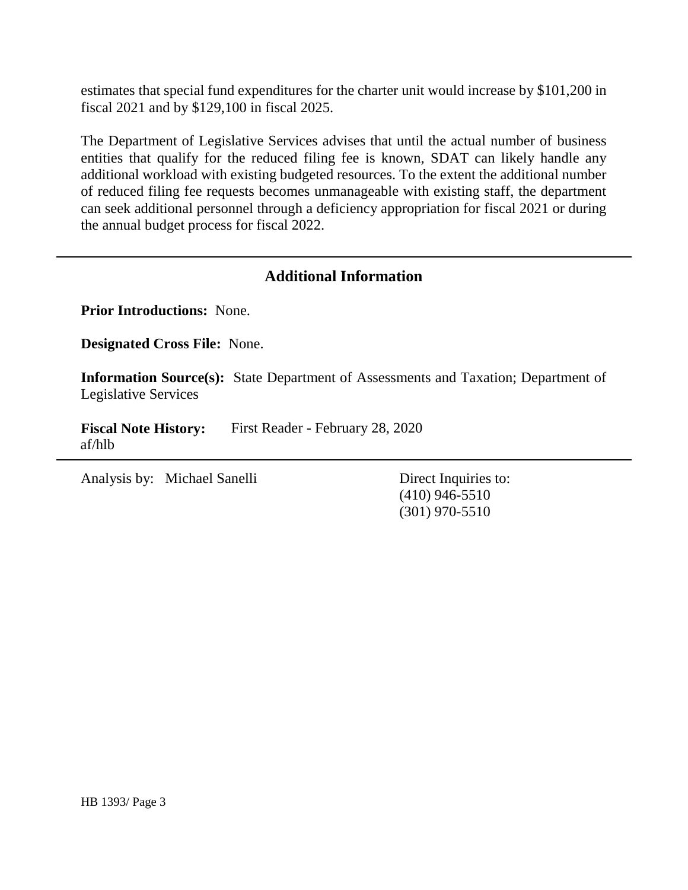estimates that special fund expenditures for the charter unit would increase by $101,200 in fiscal 2021 and by $129,100 in fiscal 2025.

The Department of Legislative Services advises that until the actual number of business entities that qualify for the reduced filing fee is known, SDAT can likely handle any additional workload with existing budgeted resources. To the extent the additional number of reduced filing fee requests becomes unmanageable with existing staff, the department can seek additional personnel through a deficiency appropriation for fiscal 2021 or during the annual budget process for fiscal 2022.

---

## Additional Information

**Prior Introductions:** None.

**Designated Cross File:** None.

**Information Source(s):** State Department of Assessments and Taxation; Department of Legislative Services

**Fiscal Note History:** First Reader - February 28, 2020
af/hlb

---

Analysis by: Michael Sanelli

Direct Inquiries to:
(410) 946-5510
(301) 970-5510